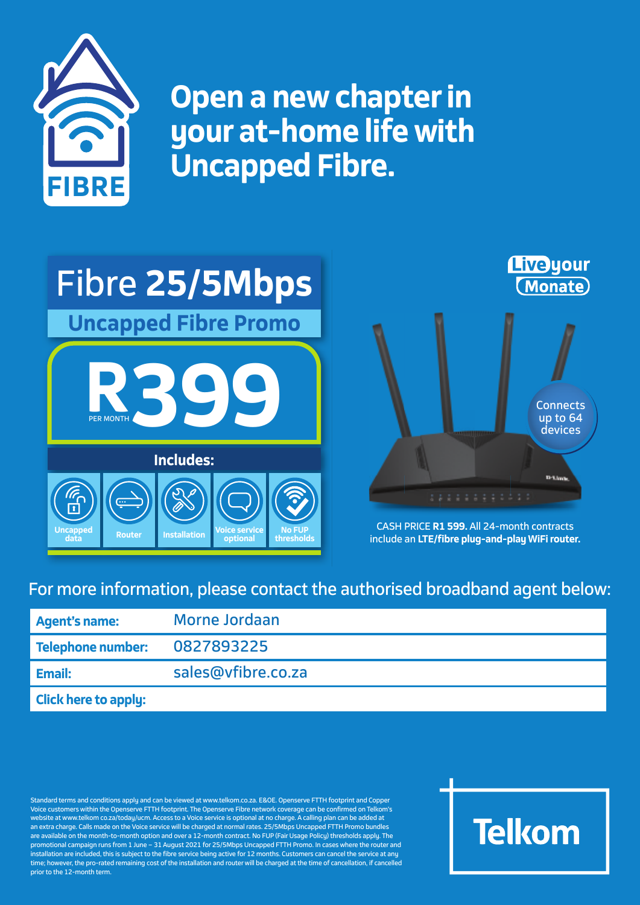FIBRE

# Open a new chapter in your at-home life with Uncapped Fibre.

## Fibre **25/5Mbps**

### Uncapped Fibre Promo

**R399** PER MONTH

**Includes:**

- Uncapped data
- Router
- Installation
- Voice service optional
- No FUP thresholds

**Live your Monate**

Connects up to 64 devices

CASH PRICE **R1 599.** All 24-month contracts include an **LTE/fibre plug-and-play WiFi router.**

For more information, please contact the authorised broadband agent below:

| | |
|---|---|
| **Agent's name:** | Morne Jordaan |
| **Telephone number:** | 0827893225 |
| **Email:** | sales@vfibre.co.za |
| **Click here to apply:** | |

Standard terms and conditions apply and can be viewed at www.telkom.co.za. E&OE. Openserve FTTH footprint and Copper Voice customers within the Openserve FTTH footprint. The Openserve Fibre network coverage can be confirmed on Telkom's website at www.telkom co.za/today/ucm. Access to a Voice service is optional at no charge. A calling plan can be added at an extra charge. Calls made on the Voice service will be charged at normal rates. 25/5Mbps Uncapped FTTH Promo bundles are available on the month-to-month option and over a 12-month contract. No FUP (Fair Usage Policy) thresholds apply. The promotional campaign runs from 1 June – 31 August 2021 for 25/5Mbps Uncapped FTTH Promo. In cases where the router and installation are included, this is subject to the fibre service being active for 12 months. Customers can cancel the service at any time; however, the pro-rated remaining cost of the installation and router will be charged at the time of cancellation, if cancelled prior to the 12-month term.

Telkom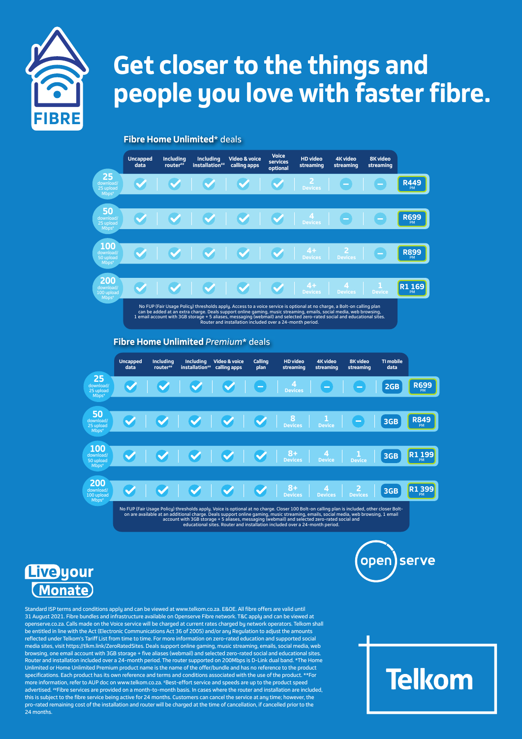FIBRE

# Get closer to the things and people you love with faster fibre.

## Fibre Home Unlimited* deals

| | Uncapped data | Including router** | Including installation** | Video & voice calling apps | Voice services optional | HD video streaming | 4K video streaming | 8K video streaming | Price |
|---|---|---|---|---|---|---|---|---|---|
| 25 download/ 25 upload Mbps* | ✓ | ✓ | ✓ | ✓ | ✓ | 2 Devices | – | – | R449 PM |
| 50 download/ 25 upload Mbps* | ✓ | ✓ | ✓ | ✓ | ✓ | 4 Devices | – | – | R699 PM |
| 100 download/ 50 upload Mbps* | ✓ | ✓ | ✓ | ✓ | ✓ | 4+ Devices | 2 Devices | – | R899 PM |
| 200 download/ 100 upload Mbps* | ✓ | ✓ | ✓ | ✓ | ✓ | 4+ Devices | 4 Devices | 1 Device | R1 169 PM |

No FUP (Fair Usage Policy) thresholds apply. Access to a voice service is optional at no charge, a Bolt-on calling plan can be added at an extra charge. Deals support online gaming, music streaming, emails, social media, web browsing, 1 email account with 3GB storage + 5 aliases, messaging (webmail) and selected zero-rated social and educational sites. Router and installation included over a 24-month period.

## Fibre Home Unlimited *Premium** deals

| | Uncapped data | Including router** | Including installation** | Video & voice calling apps | Calling plan | HD video streaming | 4K video streaming | 8K video streaming | TI mobile data | Price |
|---|---|---|---|---|---|---|---|---|---|---|
| 25 download/ 25 upload Mbps* | ✓ | ✓ | ✓ | ✓ | – | 4 Devices | – | – | 2GB | R699 PM |
| 50 download/ 25 upload Mbps* | ✓ | ✓ | ✓ | ✓ | ✓ | 8 Devices | 1 Device | – | 3GB | R849 PM |
| 100 download/ 50 upload Mbps* | ✓ | ✓ | ✓ | ✓ | ✓ | 8+ Devices | 4 Device | 1 Device | 3GB | R1 199 PM |
| 200 download/ 100 upload Mbps* | ✓ | ✓ | ✓ | ✓ | ✓ | 8+ Devices | 4 Devices | 2 Devices | 3GB | R1 399 PM |

No FUP (Fair Usage Policy) thresholds apply. Voice is optional at no charge. Closer 100 Bolt-on calling plan is included, other closer Bolt-on are available at an additional charge. Deals support online gaming, music streaming, emails, social media, web browsing, 1 email account with 3GB storage + 5 aliases, messaging (webmail) and selected zero-rated social and educational sites. Router and installation included over a 24-month period.

open serve

Live your Monate

Standard ISP terms and conditions apply and can be viewed at www.telkom.co.za. E&OE. All fibre offers are valid until 31 August 2021. Fibre bundles and infrastructure available on Openserve Fibre network. T&C apply and can be viewed at openserve.co.za. Calls made on the Voice service will be charged at current rates charged by network operators. Telkom shall be entitled in line with the Act (Electronic Communications Act 36 of 2005) and/or any Regulation to adjust the amounts reflected under Telkom's Tariff List from time to time. For more information on zero-rated education and supported social media sites, visit https://tlkm.link/ZeroRatedSites. Deals support online gaming, music streaming, emails, social media, web browsing, one email account with 3GB storage + five aliases (webmail) and selected zero-rated social and educational sites. Router and installation included over a 24-month period. The router supported on 200Mbps is D-Link dual band. *The Home Unlimited or Home Unlimited Premium product name is the name of the offer/bundle and has no reference to the product specifications. Each product has its own reference and terms and conditions associated with the use of the product. **For more information, refer to AUP doc on www.telkom.co.za. *Best-effort service and speeds are up to the product speed advertised. **Fibre services are provided on a month-to-month basis. In cases where the router and installation are included, this is subject to the fibre service being active for 24 months. Customers can cancel the service at any time; however, the pro-rated remaining cost of the installation and router will be charged at the time of cancellation, if cancelled prior to the 24 months.

Telkom